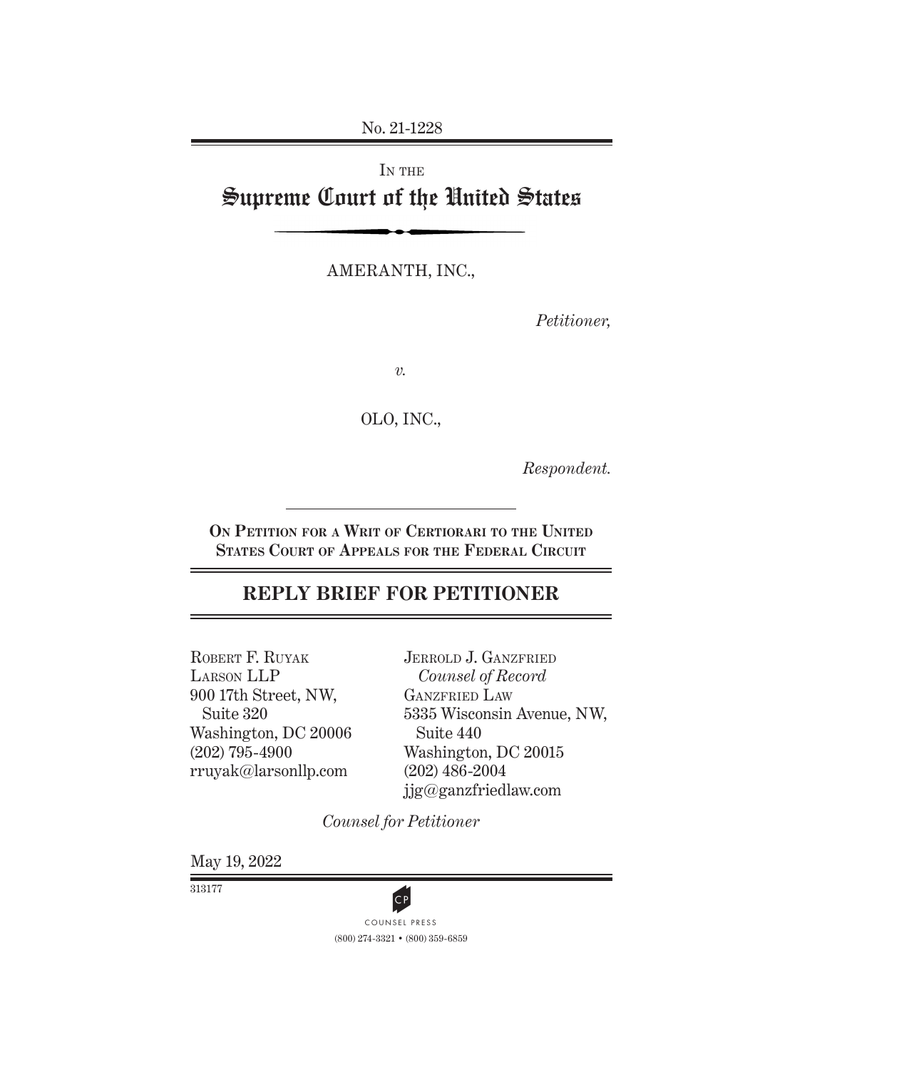No. 21-1228

IN THE

# Supreme Court of the United States

AMERANTH, INC.,

*Petitioner,*

*v.*

OLO, INC.,

*Respondent.*

---

**ON PETITION FOR A WRIT OF CERTIORARI TO THE UNITED STATES COURT OF APPEALS FOR THE FEDERAL CIRCUIT**

## REPLY BRIEF FOR PETITIONER

ROBERT F. RUYAK
LARSON LLP
900 17th Street, NW,
Suite 320
Washington, DC 20006
(202) 795-4900
rruyak@larsonllp.com

JERROLD J. GANZFRIED
*Counsel of Record*
GANZFRIED LAW
5335 Wisconsin Avenue, NW,
Suite 440
Washington, DC 20015
(202) 486-2004
jjg@ganzfriedlaw.com

*Counsel for Petitioner*

May 19, 2022

313177

COUNSEL PRESS
(800) 274-3321 • (800) 359-6859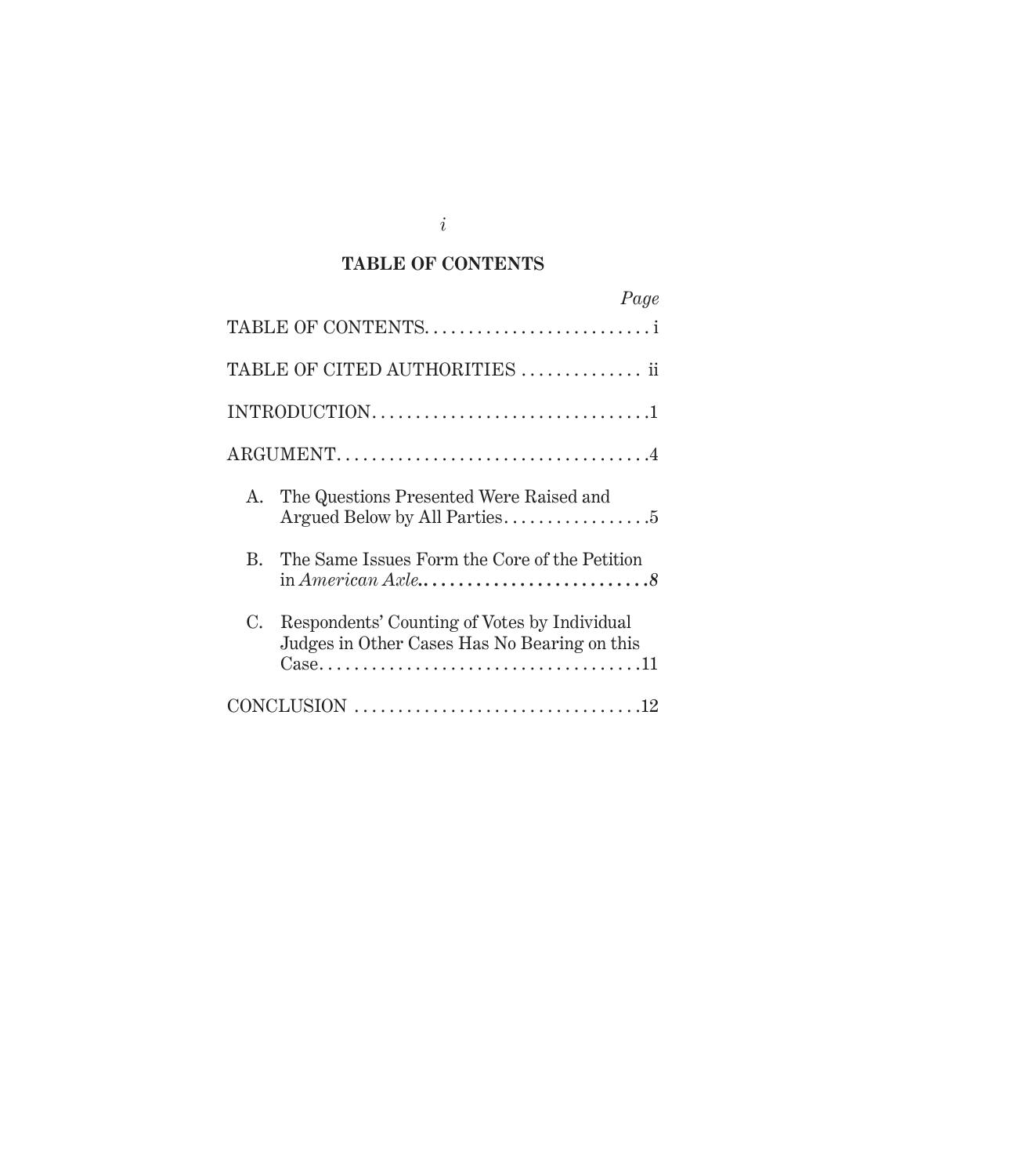## TABLE OF CONTENTS

| | Page |
|---|---|
| TABLE OF CONTENTS | i |
| TABLE OF CITED AUTHORITIES | ii |
| INTRODUCTION | 1 |
| ARGUMENT | 4 |
| A. The Questions Presented Were Raised and Argued Below by All Parties | 5 |
| B. The Same Issues Form the Core of the Petition in *American Axle* | *8* |
| C. Respondents' Counting of Votes by Individual Judges in Other Cases Has No Bearing on this Case | 11 |
| CONCLUSION | 12 |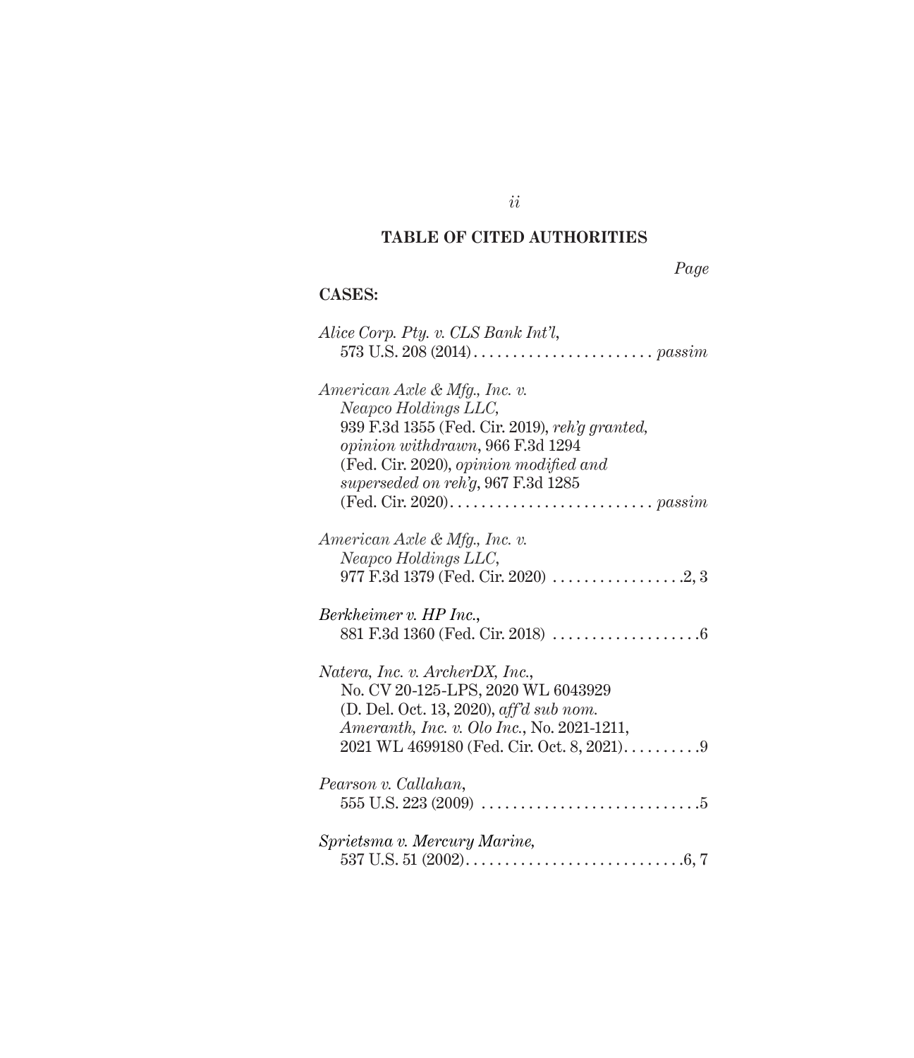## TABLE OF CITED AUTHORITIES

*Page*

**CASES:**

*Alice Corp. Pty. v. CLS Bank Int'l*, 573 U.S. 208 (2014) . . . . . . . . . . . . . . . . . . . . . . . *passim*

*American Axle & Mfg., Inc. v. Neapco Holdings LLC*, 939 F.3d 1355 (Fed. Cir. 2019), *reh'g granted, opinion withdrawn*, 966 F.3d 1294 (Fed. Cir. 2020), *opinion modified and superseded on reh'g*, 967 F.3d 1285 (Fed. Cir. 2020) . . . . . . . . . . . . . . . . . . . . . . . . . . *passim*

*American Axle & Mfg., Inc. v. Neapco Holdings LLC*, 977 F.3d 1379 (Fed. Cir. 2020) . . . . . . . . . . . . . . . . . 2, 3

*Berkheimer v. HP Inc.*, 881 F.3d 1360 (Fed. Cir. 2018) . . . . . . . . . . . . . . . . . . . 6

*Natera, Inc. v. ArcherDX, Inc.*, No. CV 20-125-LPS, 2020 WL 6043929 (D. Del. Oct. 13, 2020), *aff'd sub nom. Ameranth, Inc. v. Olo Inc.*, No. 2021-1211, 2021 WL 4699180 (Fed. Cir. Oct. 8, 2021) . . . . . . . . . . 9

*Pearson v. Callahan*, 555 U.S. 223 (2009) . . . . . . . . . . . . . . . . . . . . . . . . . . . . 5

*Sprietsma v. Mercury Marine*, 537 U.S. 51 (2002) . . . . . . . . . . . . . . . . . . . . . . . . . . . . 6, 7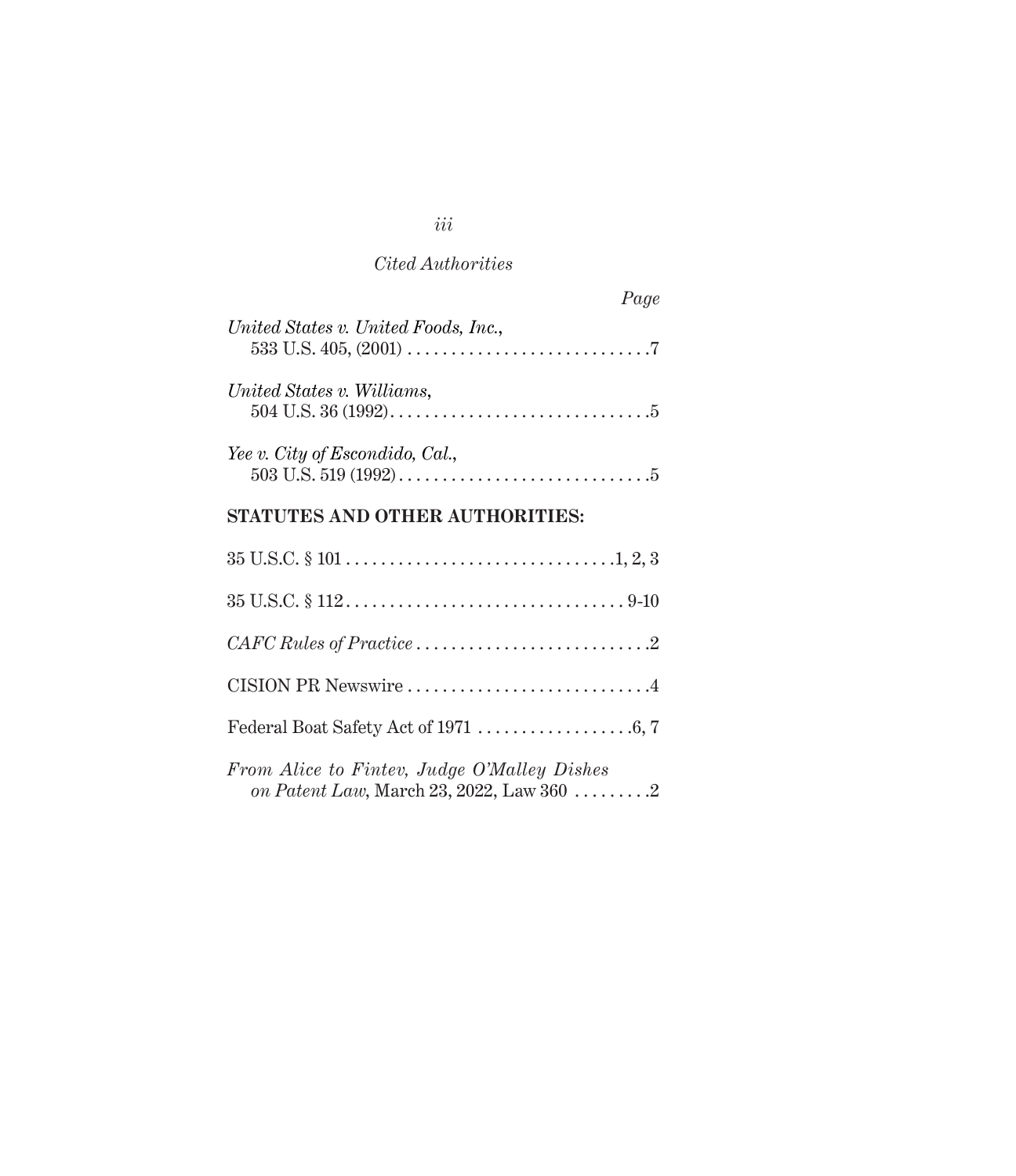*Cited Authorities*

*Page*

*United States v. United Foods, Inc.*,
533 U.S. 405, (2001) . . . . . . . . . . . . . . . . . . . . . . . . . . . .7

*United States v. Williams*,
504 U.S. 36 (1992). . . . . . . . . . . . . . . . . . . . . . . . . . . . . .5

*Yee v. City of Escondido, Cal.*,
503 U.S. 519 (1992) . . . . . . . . . . . . . . . . . . . . . . . . . . . . .5

**STATUTES AND OTHER AUTHORITIES:**

35 U.S.C. § 101 . . . . . . . . . . . . . . . . . . . . . . . . . . . . . . .1, 2, 3

35 U.S.C. § 112. . . . . . . . . . . . . . . . . . . . . . . . . . . . . . . . 9-10

*CAFC Rules of Practice* . . . . . . . . . . . . . . . . . . . . . . . . . . .2

CISION PR Newswire . . . . . . . . . . . . . . . . . . . . . . . . . . . .4

Federal Boat Safety Act of 1971 . . . . . . . . . . . . . . . . . .6, 7

*From Alice to Fintev, Judge O'Malley Dishes on Patent Law*, March 23, 2022, Law 360 . . . . . . . . .2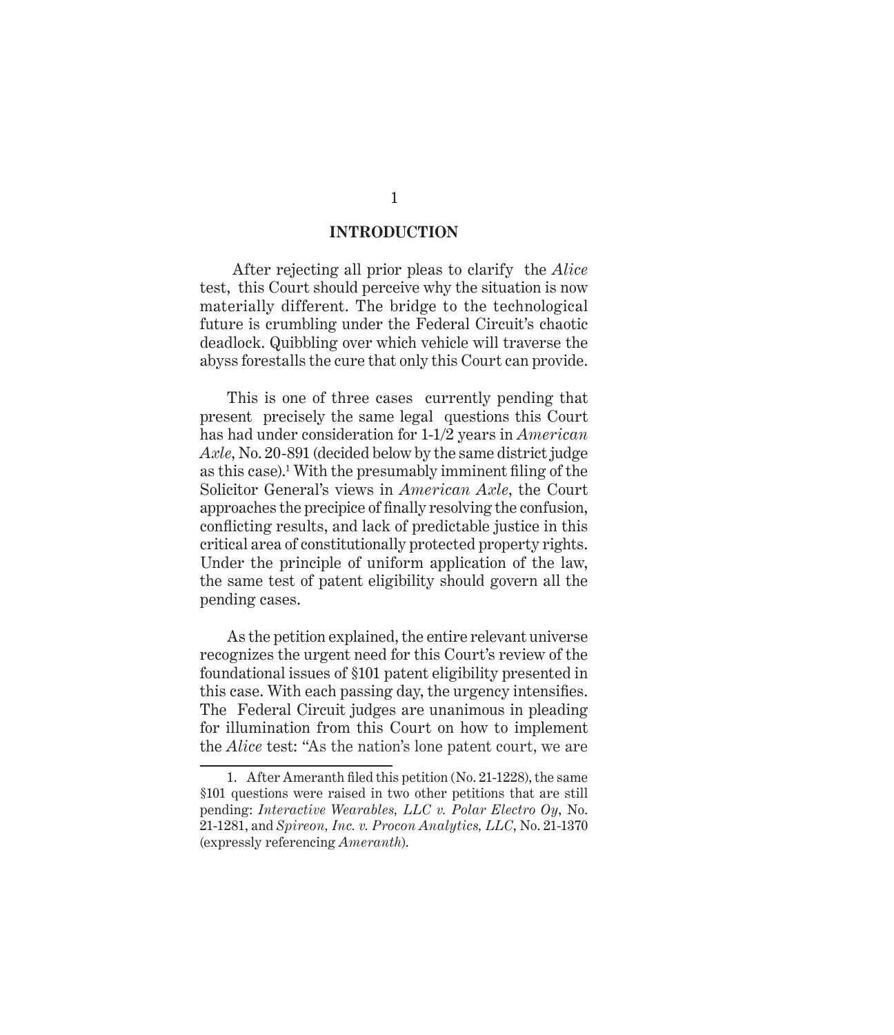## INTRODUCTION

After rejecting all prior pleas to clarify the *Alice* test, this Court should perceive why the situation is now materially different. The bridge to the technological future is crumbling under the Federal Circuit's chaotic deadlock. Quibbling over which vehicle will traverse the abyss forestalls the cure that only this Court can provide.

This is one of three cases currently pending that present precisely the same legal questions this Court has had under consideration for 1-1/2 years in *American Axle*, No. 20-891 (decided below by the same district judge as this case).[1] With the presumably imminent filing of the Solicitor General's views in *American Axle*, the Court approaches the precipice of finally resolving the confusion, conflicting results, and lack of predictable justice in this critical area of constitutionally protected property rights. Under the principle of uniform application of the law, the same test of patent eligibility should govern all the pending cases.

As the petition explained, the entire relevant universe recognizes the urgent need for this Court's review of the foundational issues of §101 patent eligibility presented in this case. With each passing day, the urgency intensifies. The Federal Circuit judges are unanimous in pleading for illumination from this Court on how to implement the *Alice* test: "As the nation's lone patent court, we are

---

1. After Ameranth filed this petition (No. 21-1228), the same §101 questions were raised in two other petitions that are still pending: *Interactive Wearables, LLC v. Polar Electro Oy*, No. 21-1281, and *Spireon, Inc. v. Procon Analytics, LLC*, No. 21-1370 (expressly referencing *Ameranth*).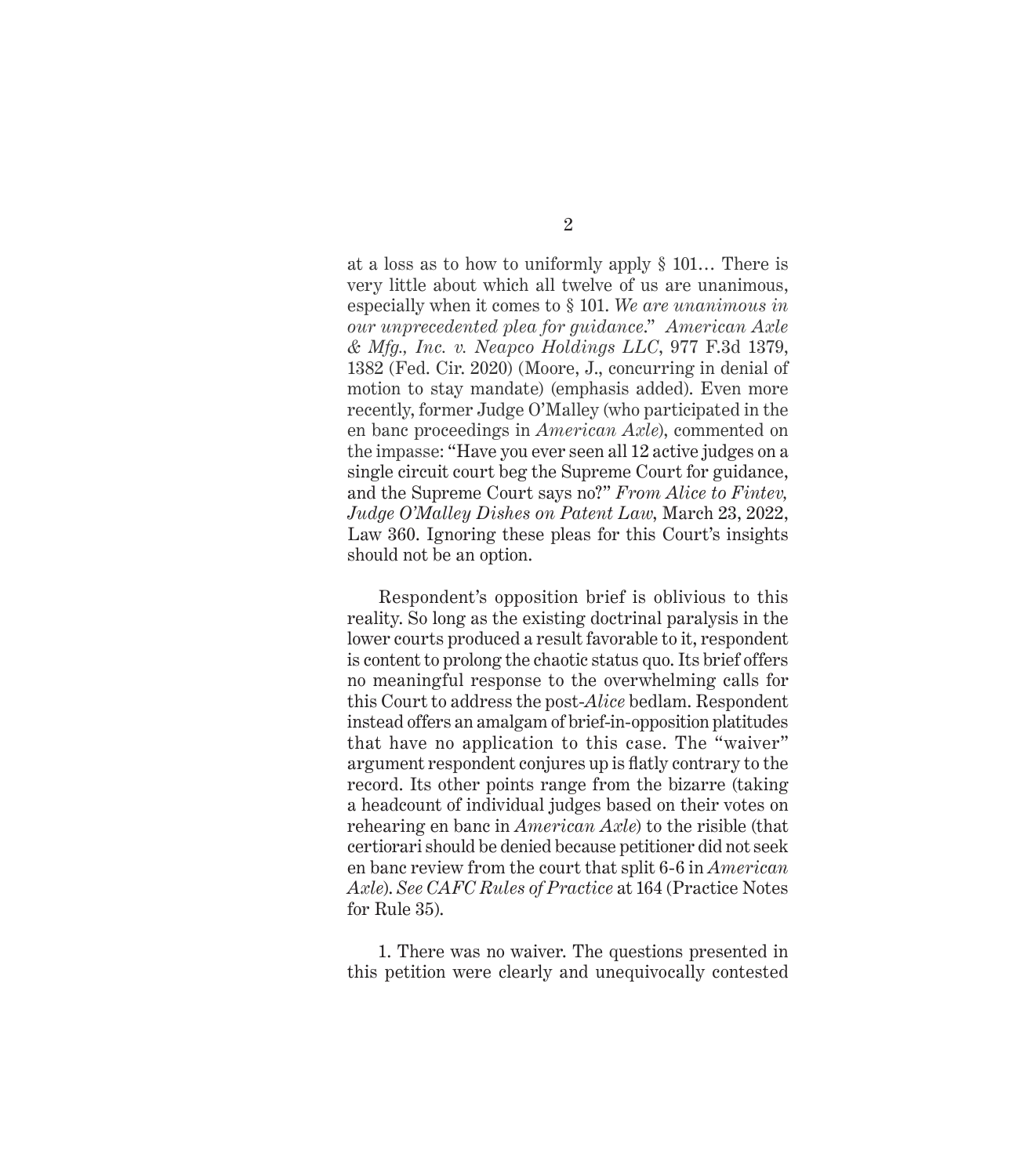at a loss as to how to uniformly apply § 101… There is very little about which all twelve of us are unanimous, especially when it comes to § 101. *We are unanimous in our unprecedented plea for guidance*." *American Axle & Mfg., Inc. v. Neapco Holdings LLC*, 977 F.3d 1379, 1382 (Fed. Cir. 2020) (Moore, J., concurring in denial of motion to stay mandate) (emphasis added). Even more recently, former Judge O'Malley (who participated in the en banc proceedings in *American Axle*), commented on the impasse: "Have you ever seen all 12 active judges on a single circuit court beg the Supreme Court for guidance, and the Supreme Court says no?" *From Alice to Fintev, Judge O'Malley Dishes on Patent Law*, March 23, 2022, Law 360. Ignoring these pleas for this Court's insights should not be an option.

Respondent's opposition brief is oblivious to this reality. So long as the existing doctrinal paralysis in the lower courts produced a result favorable to it, respondent is content to prolong the chaotic status quo. Its brief offers no meaningful response to the overwhelming calls for this Court to address the post-*Alice* bedlam. Respondent instead offers an amalgam of brief-in-opposition platitudes that have no application to this case. The "waiver" argument respondent conjures up is flatly contrary to the record. Its other points range from the bizarre (taking a headcount of individual judges based on their votes on rehearing en banc in *American Axle*) to the risible (that certiorari should be denied because petitioner did not seek en banc review from the court that split 6-6 in *American Axle*). *See CAFC Rules of Practice* at 164 (Practice Notes for Rule 35).

1. There was no waiver. The questions presented in this petition were clearly and unequivocally contested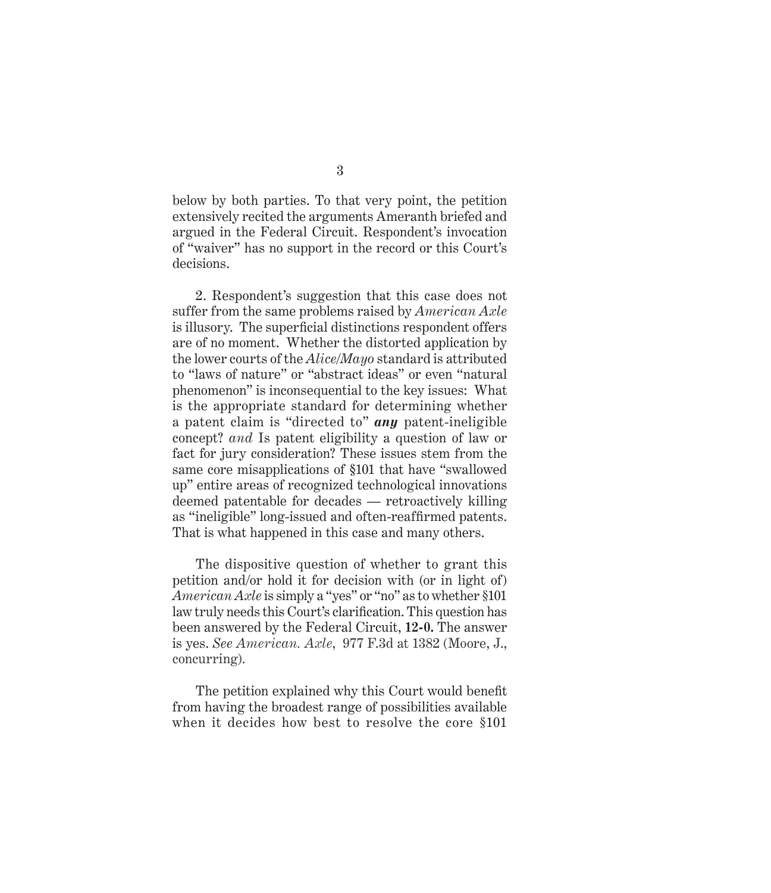below by both parties. To that very point, the petition extensively recited the arguments Ameranth briefed and argued in the Federal Circuit. Respondent's invocation of "waiver" has no support in the record or this Court's decisions.

2. Respondent's suggestion that this case does not suffer from the same problems raised by *American Axle* is illusory. The superficial distinctions respondent offers are of no moment. Whether the distorted application by the lower courts of the *Alice/Mayo* standard is attributed to "laws of nature" or "abstract ideas" or even "natural phenomenon" is inconsequential to the key issues: What is the appropriate standard for determining whether a patent claim is "directed to" ***any*** patent-ineligible concept? *and* Is patent eligibility a question of law or fact for jury consideration? These issues stem from the same core misapplications of §101 that have "swallowed up" entire areas of recognized technological innovations deemed patentable for decades — retroactively killing as "ineligible" long-issued and often-reaffirmed patents. That is what happened in this case and many others.

The dispositive question of whether to grant this petition and/or hold it for decision with (or in light of) *American Axle* is simply a "yes" or "no" as to whether §101 law truly needs this Court's clarification. This question has been answered by the Federal Circuit, **12-0.** The answer is yes. *See American. Axle*, 977 F.3d at 1382 (Moore, J., concurring).

The petition explained why this Court would benefit from having the broadest range of possibilities available when it decides how best to resolve the core §101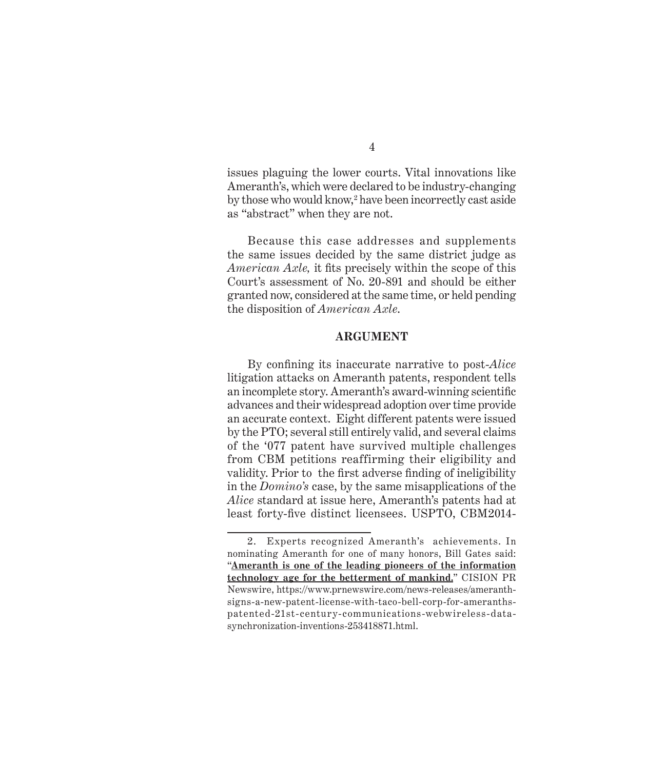issues plaguing the lower courts. Vital innovations like Ameranth's, which were declared to be industry-changing by those who would know,[2] have been incorrectly cast aside as "abstract" when they are not.

Because this case addresses and supplements the same issues decided by the same district judge as *American Axle,* it fits precisely within the scope of this Court's assessment of No. 20-891 and should be either granted now, considered at the same time, or held pending the disposition of *American Axle.*

## ARGUMENT

By confining its inaccurate narrative to post-*Alice* litigation attacks on Ameranth patents, respondent tells an incomplete story. Ameranth's award-winning scientific advances and their widespread adoption over time provide an accurate context. Eight different patents were issued by the PTO; several still entirely valid, and several claims of the '077 patent have survived multiple challenges from CBM petitions reaffirming their eligibility and validity. Prior to the first adverse finding of ineligibility in the *Domino's* case, by the same misapplications of the *Alice* standard at issue here, Ameranth's patents had at least forty-five distinct licensees. USPTO, CBM2014-

---

2. Experts recognized Ameranth's achievements. In nominating Ameranth for one of many honors, Bill Gates said: "**Ameranth is one of the leading pioneers of the information technology age for the betterment of mankind.**" CISION PR Newswire, https://www.prnewswire.com/news-releases/ameranth-signs-a-new-patent-license-with-taco-bell-corp-for-ameranths-patented-21st-century-communications-webwireless-data-synchronization-inventions-253418871.html.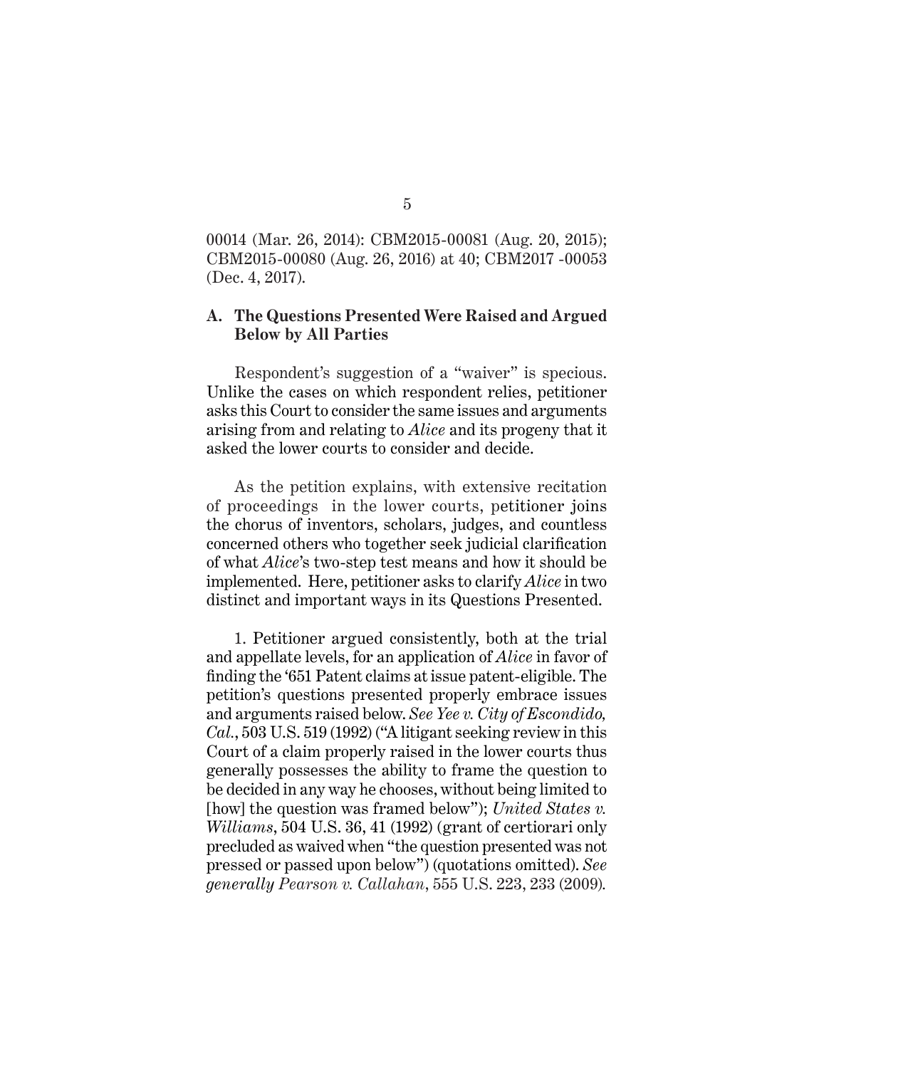00014 (Mar. 26, 2014): CBM2015-00081 (Aug. 20, 2015); CBM2015-00080 (Aug. 26, 2016) at 40; CBM2017 -00053 (Dec. 4, 2017).

### A. The Questions Presented Were Raised and Argued Below by All Parties

Respondent's suggestion of a "waiver" is specious. Unlike the cases on which respondent relies, petitioner asks this Court to consider the same issues and arguments arising from and relating to *Alice* and its progeny that it asked the lower courts to consider and decide.

As the petition explains, with extensive recitation of proceedings in the lower courts, petitioner joins the chorus of inventors, scholars, judges, and countless concerned others who together seek judicial clarification of what *Alice*'s two-step test means and how it should be implemented. Here, petitioner asks to clarify *Alice* in two distinct and important ways in its Questions Presented.

1. Petitioner argued consistently, both at the trial and appellate levels, for an application of *Alice* in favor of finding the '651 Patent claims at issue patent-eligible. The petition's questions presented properly embrace issues and arguments raised below. *See Yee v. City of Escondido, Cal.*, 503 U.S. 519 (1992) ("A litigant seeking review in this Court of a claim properly raised in the lower courts thus generally possesses the ability to frame the question to be decided in any way he chooses, without being limited to [how] the question was framed below"); *United States v. Williams*, 504 U.S. 36, 41 (1992) (grant of certiorari only precluded as waived when "the question presented was not pressed or passed upon below") (quotations omitted). *See generally Pearson v. Callahan*, 555 U.S. 223, 233 (2009).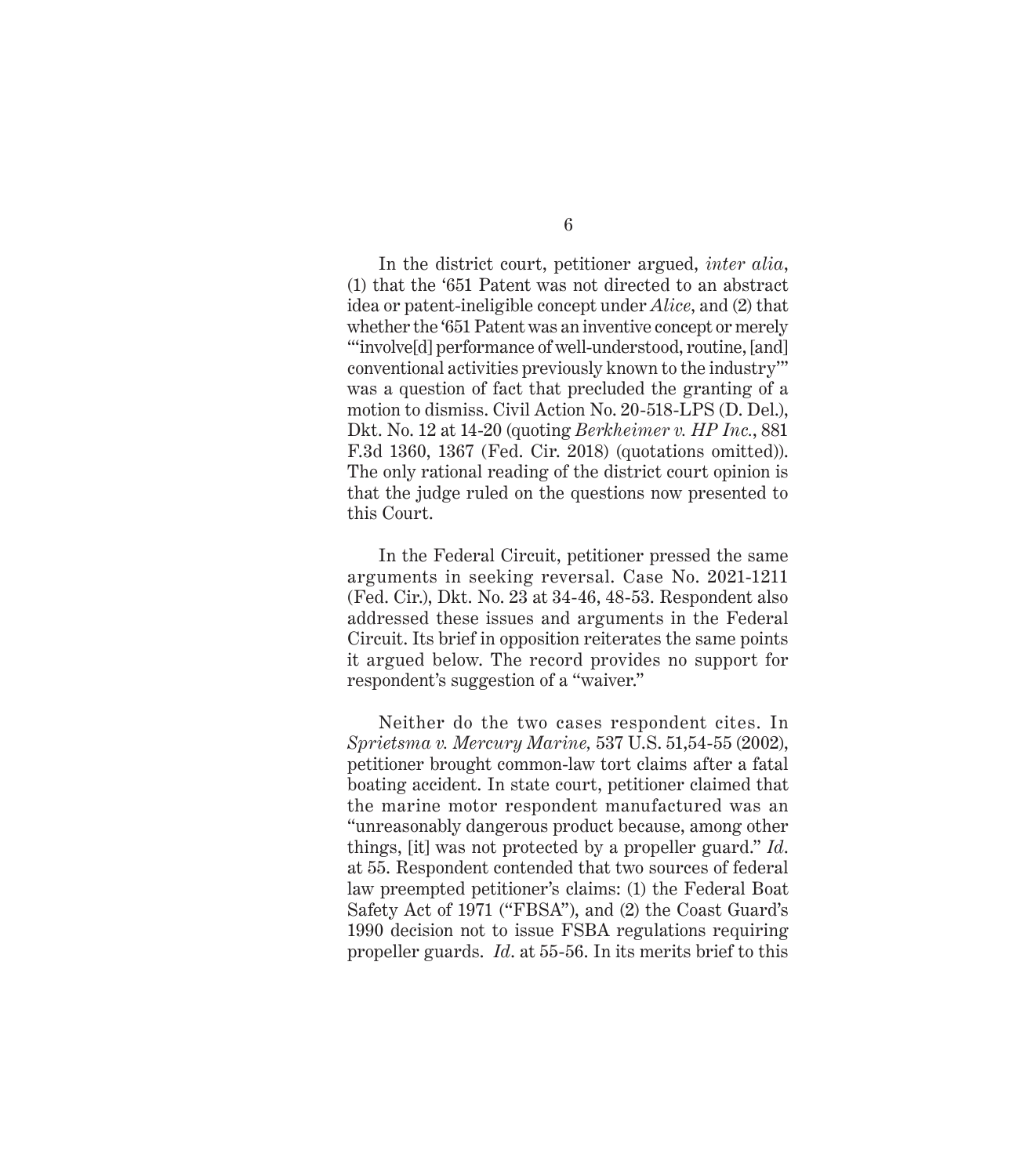In the district court, petitioner argued, *inter alia*, (1) that the '651 Patent was not directed to an abstract idea or patent-ineligible concept under *Alice*, and (2) that whether the '651 Patent was an inventive concept or merely "'involve[d] performance of well-understood, routine, [and] conventional activities previously known to the industry'" was a question of fact that precluded the granting of a motion to dismiss. Civil Action No. 20-518-LPS (D. Del.), Dkt. No. 12 at 14-20 (quoting *Berkheimer v. HP Inc.*, 881 F.3d 1360, 1367 (Fed. Cir. 2018) (quotations omitted)). The only rational reading of the district court opinion is that the judge ruled on the questions now presented to this Court.

In the Federal Circuit, petitioner pressed the same arguments in seeking reversal. Case No. 2021-1211 (Fed. Cir.), Dkt. No. 23 at 34-46, 48-53. Respondent also addressed these issues and arguments in the Federal Circuit. Its brief in opposition reiterates the same points it argued below. The record provides no support for respondent's suggestion of a "waiver."

Neither do the two cases respondent cites. In *Sprietsma v. Mercury Marine,* 537 U.S. 51,54-55 (2002), petitioner brought common-law tort claims after a fatal boating accident. In state court, petitioner claimed that the marine motor respondent manufactured was an "unreasonably dangerous product because, among other things, [it] was not protected by a propeller guard." *Id*. at 55. Respondent contended that two sources of federal law preempted petitioner's claims: (1) the Federal Boat Safety Act of 1971 ("FBSA"), and (2) the Coast Guard's 1990 decision not to issue FSBA regulations requiring propeller guards. *Id*. at 55-56. In its merits brief to this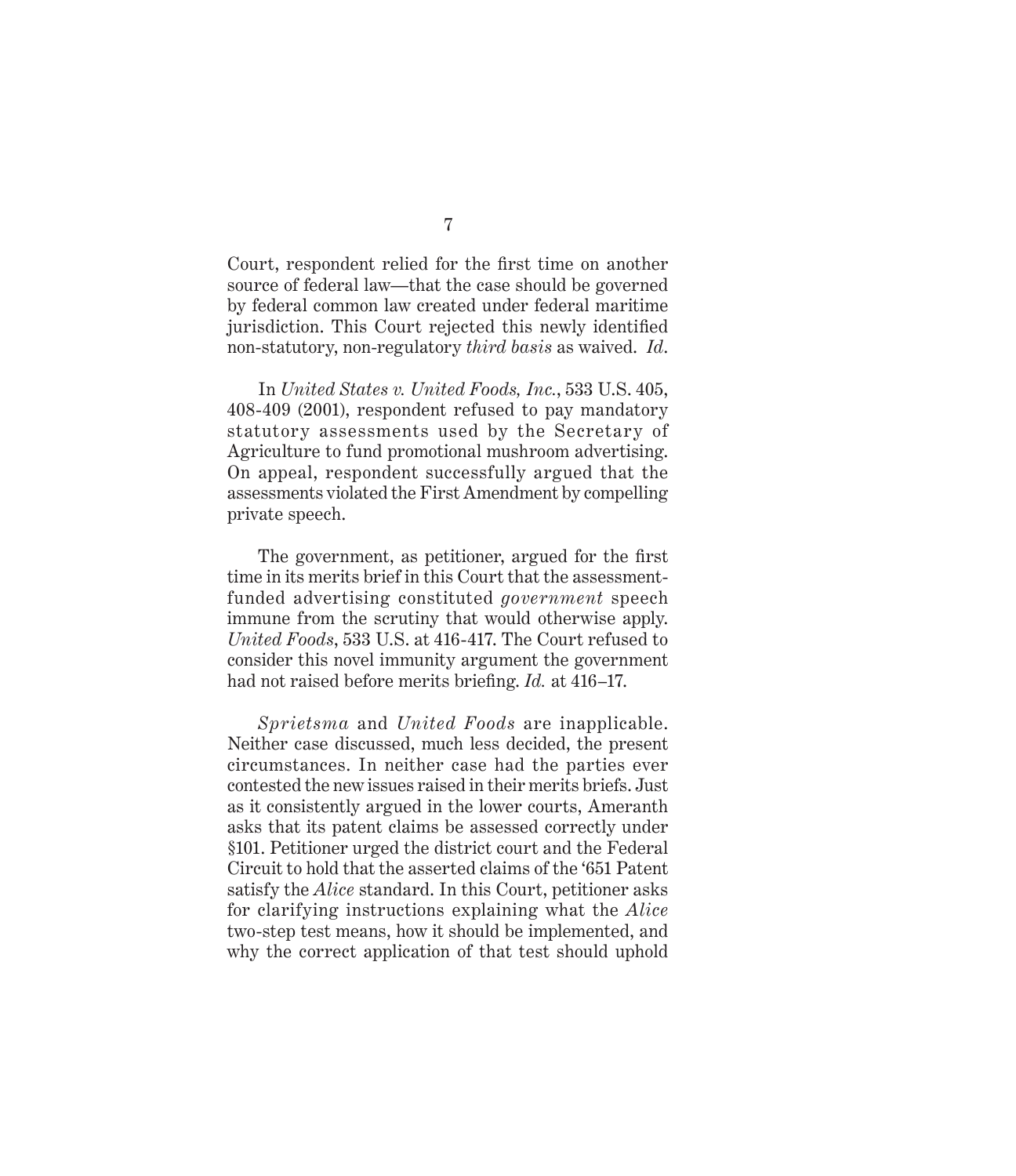Court, respondent relied for the first time on another source of federal law—that the case should be governed by federal common law created under federal maritime jurisdiction. This Court rejected this newly identified non-statutory, non-regulatory *third basis* as waived. *Id.*

In *United States v. United Foods, Inc.*, 533 U.S. 405, 408-409 (2001), respondent refused to pay mandatory statutory assessments used by the Secretary of Agriculture to fund promotional mushroom advertising. On appeal, respondent successfully argued that the assessments violated the First Amendment by compelling private speech.

The government, as petitioner, argued for the first time in its merits brief in this Court that the assessment-funded advertising constituted *government* speech immune from the scrutiny that would otherwise apply. *United Foods*, 533 U.S. at 416-417. The Court refused to consider this novel immunity argument the government had not raised before merits briefing. *Id.* at 416–17.

*Sprietsma* and *United Foods* are inapplicable. Neither case discussed, much less decided, the present circumstances. In neither case had the parties ever contested the new issues raised in their merits briefs. Just as it consistently argued in the lower courts, Ameranth asks that its patent claims be assessed correctly under §101. Petitioner urged the district court and the Federal Circuit to hold that the asserted claims of the '651 Patent satisfy the *Alice* standard. In this Court, petitioner asks for clarifying instructions explaining what the *Alice* two-step test means, how it should be implemented, and why the correct application of that test should uphold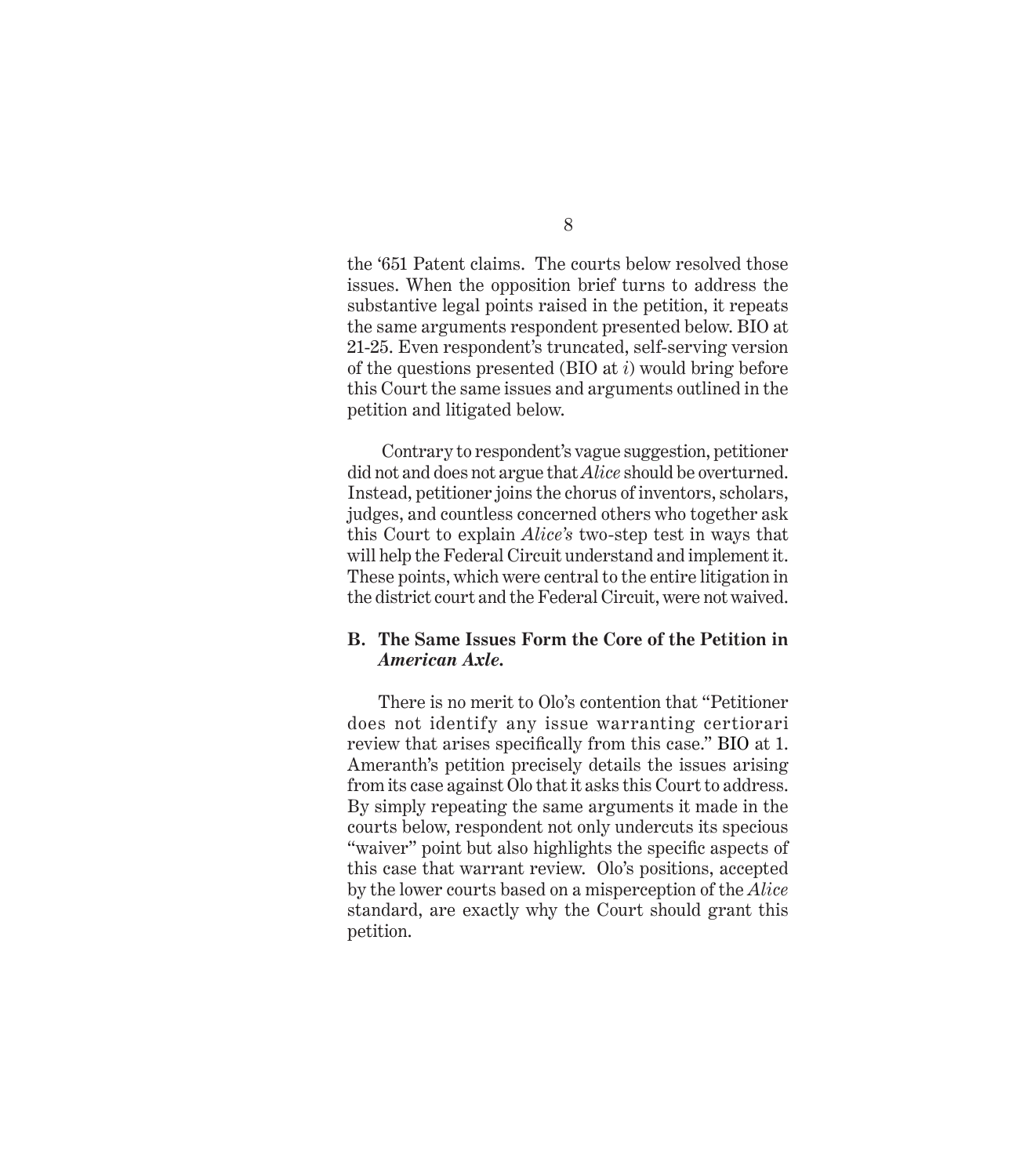the '651 Patent claims. The courts below resolved those issues. When the opposition brief turns to address the substantive legal points raised in the petition, it repeats the same arguments respondent presented below. BIO at 21-25. Even respondent's truncated, self-serving version of the questions presented (BIO at *i*) would bring before this Court the same issues and arguments outlined in the petition and litigated below.

Contrary to respondent's vague suggestion, petitioner did not and does not argue that *Alice* should be overturned. Instead, petitioner joins the chorus of inventors, scholars, judges, and countless concerned others who together ask this Court to explain *Alice's* two-step test in ways that will help the Federal Circuit understand and implement it. These points, which were central to the entire litigation in the district court and the Federal Circuit, were not waived.

### B. The Same Issues Form the Core of the Petition in *American Axle*.

There is no merit to Olo's contention that "Petitioner does not identify any issue warranting certiorari review that arises specifically from this case." BIO at 1. Ameranth's petition precisely details the issues arising from its case against Olo that it asks this Court to address. By simply repeating the same arguments it made in the courts below, respondent not only undercuts its specious "waiver" point but also highlights the specific aspects of this case that warrant review. Olo's positions, accepted by the lower courts based on a misperception of the *Alice* standard, are exactly why the Court should grant this petition.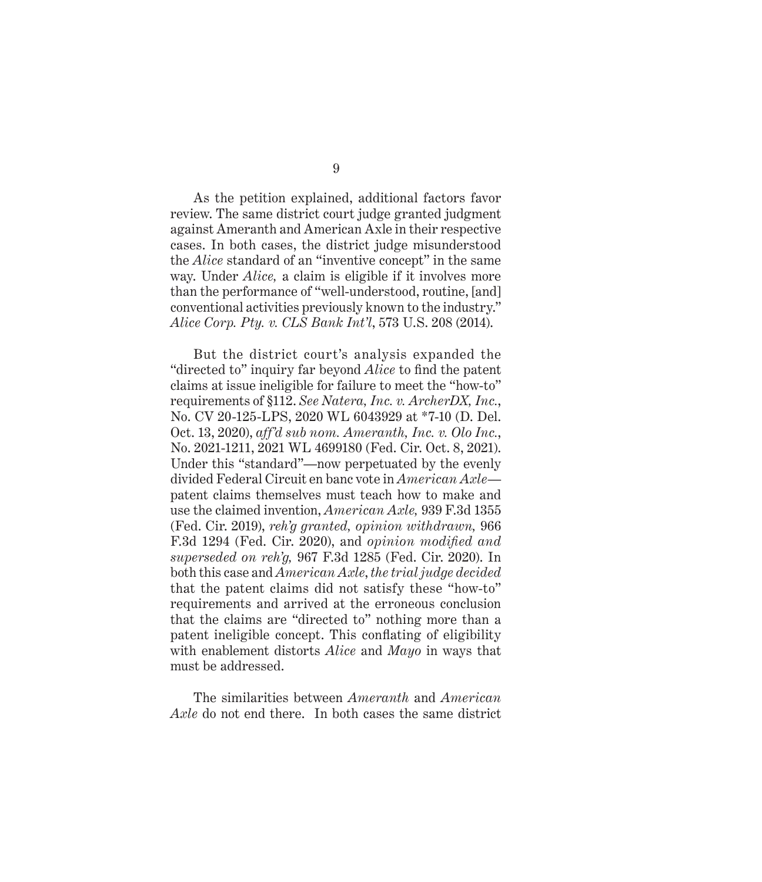As the petition explained, additional factors favor review. The same district court judge granted judgment against Ameranth and American Axle in their respective cases. In both cases, the district judge misunderstood the *Alice* standard of an "inventive concept" in the same way. Under *Alice,* a claim is eligible if it involves more than the performance of "well-understood, routine, [and] conventional activities previously known to the industry." *Alice Corp. Pty. v. CLS Bank Int'l*, 573 U.S. 208 (2014).

But the district court's analysis expanded the "directed to" inquiry far beyond *Alice* to find the patent claims at issue ineligible for failure to meet the "how-to" requirements of §112. *See Natera, Inc. v. ArcherDX, Inc.*, No. CV 20-125-LPS, 2020 WL 6043929 at *7-10 (D. Del. Oct. 13, 2020), *aff'd sub nom. Ameranth, Inc. v. Olo Inc.*, No. 2021-1211, 2021 WL 4699180 (Fed. Cir. Oct. 8, 2021). Under this "standard"—now perpetuated by the evenly divided Federal Circuit en banc vote in *American Axle*—patent claims themselves must teach how to make and use the claimed invention, *American Axle,* 939 F.3d 1355 (Fed. Cir. 2019), *reh'g granted, opinion withdrawn,* 966 F.3d 1294 (Fed. Cir. 2020), and *opinion modified and superseded on reh'g,* 967 F.3d 1285 (Fed. Cir. 2020). In both this case and *American Axle*, *the trial judge decided* that the patent claims did not satisfy these "how-to" requirements and arrived at the erroneous conclusion that the claims are "directed to" nothing more than a patent ineligible concept. This conflating of eligibility with enablement distorts *Alice* and *Mayo* in ways that must be addressed.

The similarities between *Ameranth* and *American Axle* do not end there. In both cases the same district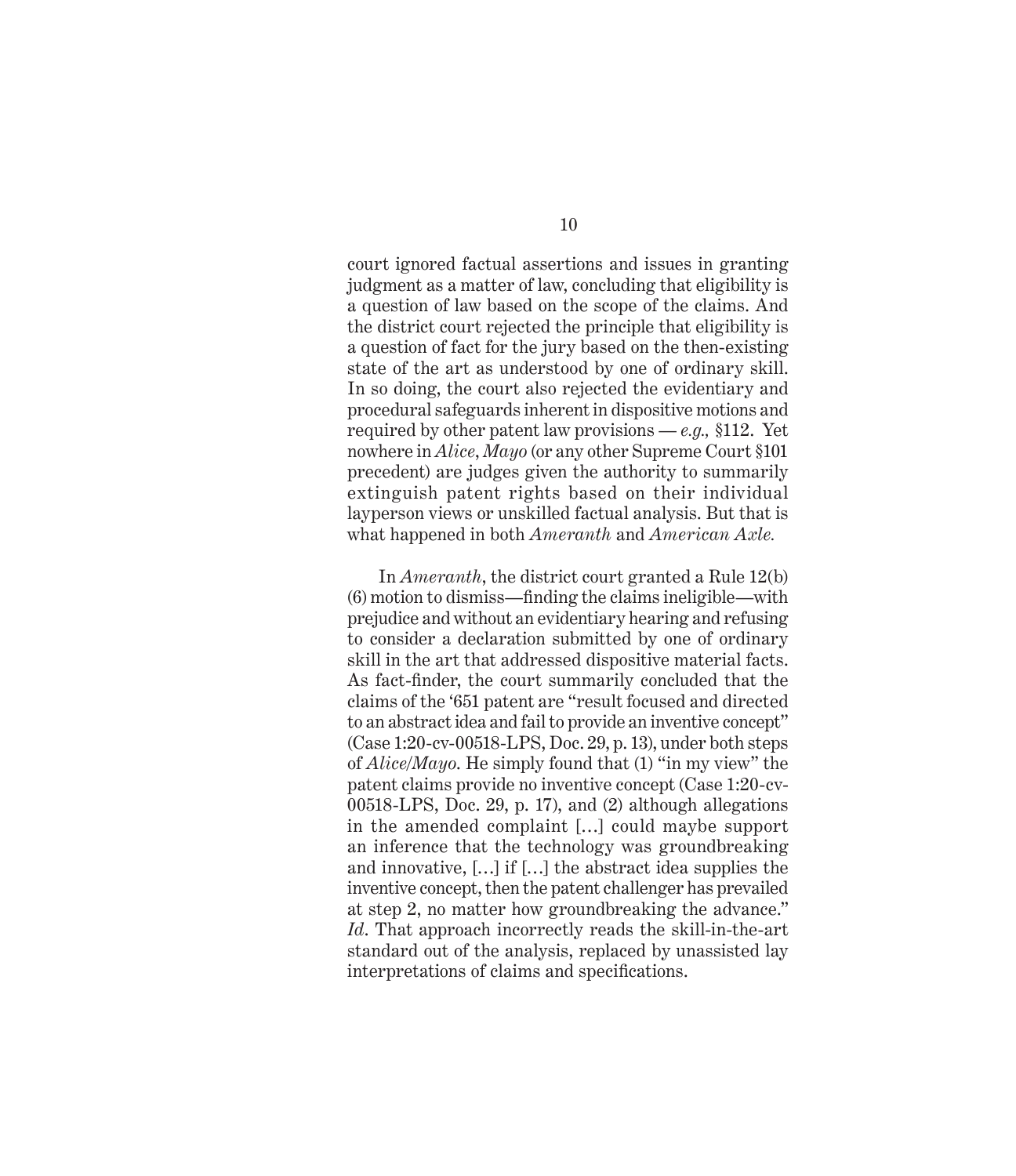court ignored factual assertions and issues in granting judgment as a matter of law, concluding that eligibility is a question of law based on the scope of the claims. And the district court rejected the principle that eligibility is a question of fact for the jury based on the then-existing state of the art as understood by one of ordinary skill. In so doing, the court also rejected the evidentiary and procedural safeguards inherent in dispositive motions and required by other patent law provisions — *e.g.,* §112. Yet nowhere in *Alice*, *Mayo* (or any other Supreme Court §101 precedent) are judges given the authority to summarily extinguish patent rights based on their individual layperson views or unskilled factual analysis. But that is what happened in both *Ameranth* and *American Axle.*

In *Ameranth*, the district court granted a Rule 12(b)(6) motion to dismiss—finding the claims ineligible—with prejudice and without an evidentiary hearing and refusing to consider a declaration submitted by one of ordinary skill in the art that addressed dispositive material facts. As fact-finder, the court summarily concluded that the claims of the '651 patent are "result focused and directed to an abstract idea and fail to provide an inventive concept" (Case 1:20-cv-00518-LPS, Doc. 29, p. 13), under both steps of *Alice/Mayo*. He simply found that (1) "in my view" the patent claims provide no inventive concept (Case 1:20-cv-00518-LPS, Doc. 29, p. 17), and (2) although allegations in the amended complaint […] could maybe support an inference that the technology was groundbreaking and innovative, […] if […] the abstract idea supplies the inventive concept, then the patent challenger has prevailed at step 2, no matter how groundbreaking the advance." *Id*. That approach incorrectly reads the skill-in-the-art standard out of the analysis, replaced by unassisted lay interpretations of claims and specifications.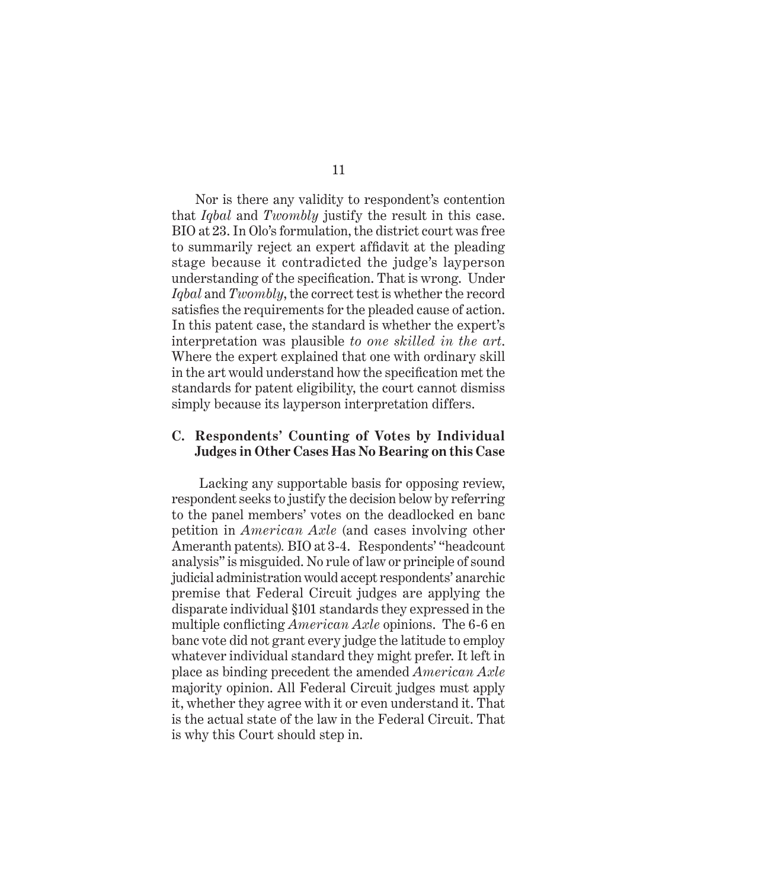Nor is there any validity to respondent's contention that *Iqbal* and *Twombly* justify the result in this case. BIO at 23. In Olo's formulation, the district court was free to summarily reject an expert affidavit at the pleading stage because it contradicted the judge's layperson understanding of the specification. That is wrong. Under *Iqbal* and *Twombly*, the correct test is whether the record satisfies the requirements for the pleaded cause of action. In this patent case, the standard is whether the expert's interpretation was plausible *to one skilled in the art*. Where the expert explained that one with ordinary skill in the art would understand how the specification met the standards for patent eligibility, the court cannot dismiss simply because its layperson interpretation differs.

### C. Respondents' Counting of Votes by Individual Judges in Other Cases Has No Bearing on this Case

Lacking any supportable basis for opposing review, respondent seeks to justify the decision below by referring to the panel members' votes on the deadlocked en banc petition in *American Axle* (and cases involving other Ameranth patents). BIO at 3-4. Respondents' "headcount analysis" is misguided. No rule of law or principle of sound judicial administration would accept respondents' anarchic premise that Federal Circuit judges are applying the disparate individual §101 standards they expressed in the multiple conflicting *American Axle* opinions. The 6-6 en banc vote did not grant every judge the latitude to employ whatever individual standard they might prefer. It left in place as binding precedent the amended *American Axle* majority opinion. All Federal Circuit judges must apply it, whether they agree with it or even understand it. That is the actual state of the law in the Federal Circuit. That is why this Court should step in.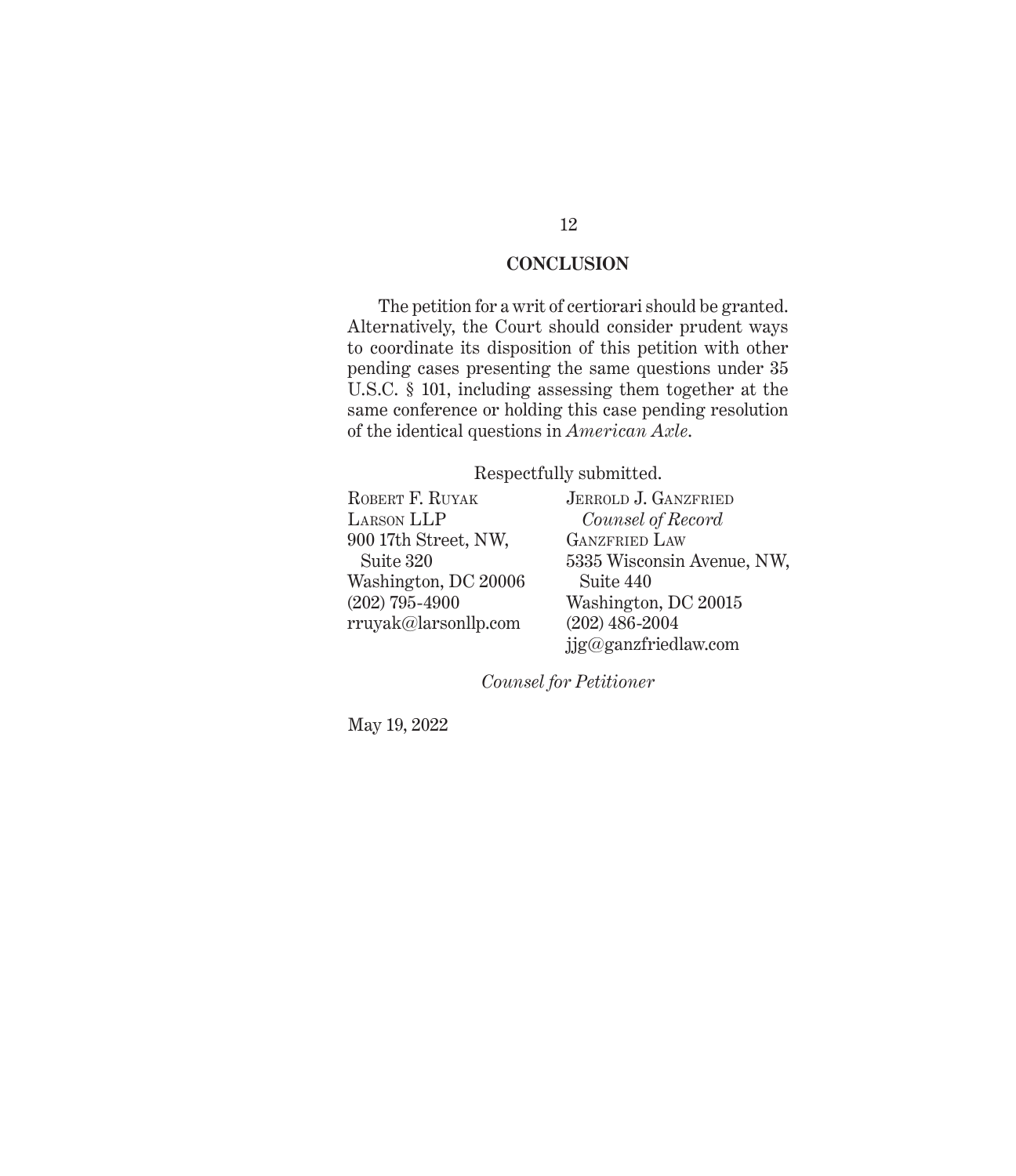## CONCLUSION

The petition for a writ of certiorari should be granted. Alternatively, the Court should consider prudent ways to coordinate its disposition of this petition with other pending cases presenting the same questions under 35 U.S.C. § 101, including assessing them together at the same conference or holding this case pending resolution of the identical questions in *American Axle*.

Respectfully submitted.

Robert F. Ruyak
Larson LLP
900 17th Street, NW,
Suite 320
Washington, DC 20006
(202) 795-4900
rruyak@larsonllp.com

Jerrold J. Ganzfried
*Counsel of Record*
Ganzfried Law
5335 Wisconsin Avenue, NW,
Suite 440
Washington, DC 20015
(202) 486-2004
jjg@ganzfriedlaw.com

*Counsel for Petitioner*

May 19, 2022